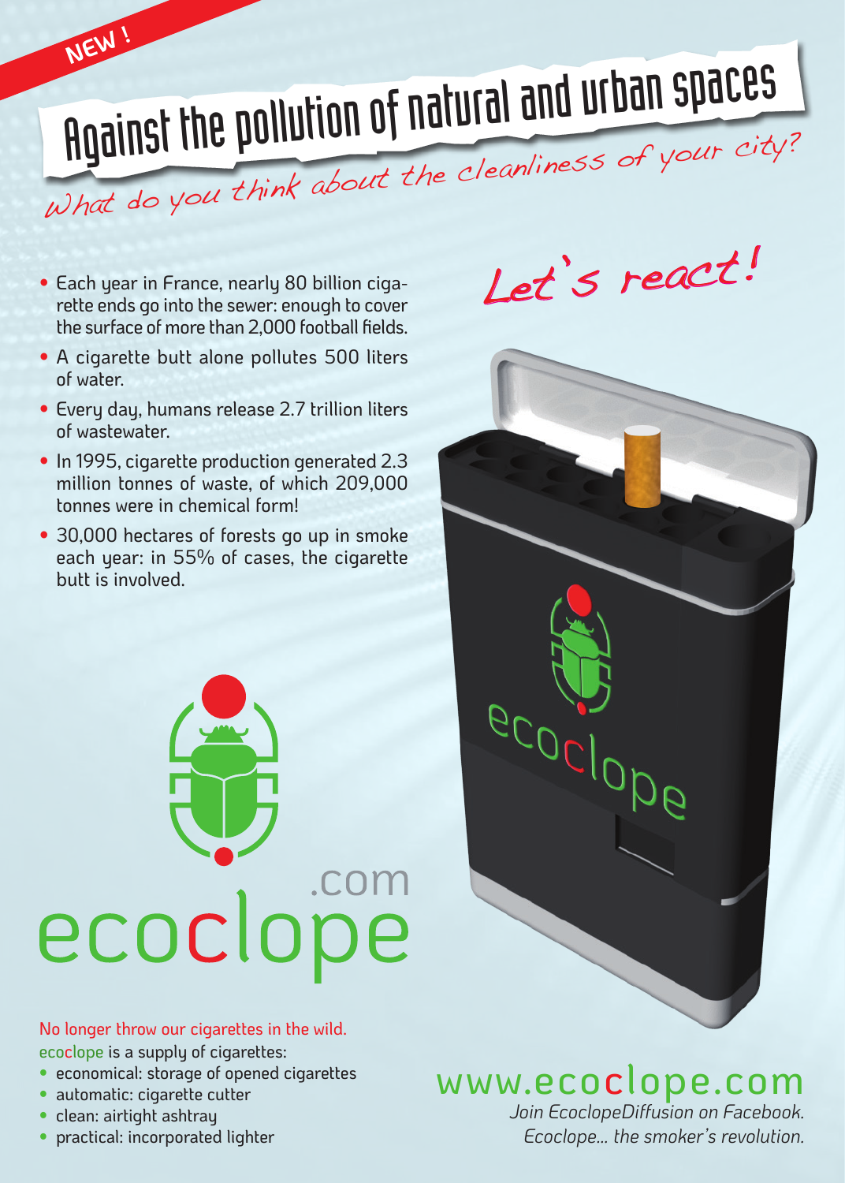NEW !

# Against the pollution of natural and urban spaces

*What do you think about the cleanliness of your city?*

- Each year in France, nearly 80 billion cigarette ends go into the sewer: enough to cover the surface of more than 2,000 football fields.
- A cigarette butt alone pollutes 500 liters of water.
- Every day, humans release 2.7 trillion liters of wastewater.
- In 1995, cigarette production generated 2.3 million tonnes of waste, of which 209,000 tonnes were in chemical form!
- 30,000 hectares of forests go up in smoke each year: in 55% of cases, the cigarette butt is involved.

*Let's react!*

ecoclope.com

No longer throw our cigarettes in the wild.

ecoclope is a supply of cigarettes:

- economical: storage of opened cigarettes
- automatic: cigarette cutter
- clean: airtight ashtray
- practical: incorporated lighter

www.ecoclope.com

*Join EcoclopeDiffusion on Facebook.*

*Ecoclope... the smoker's revolution.*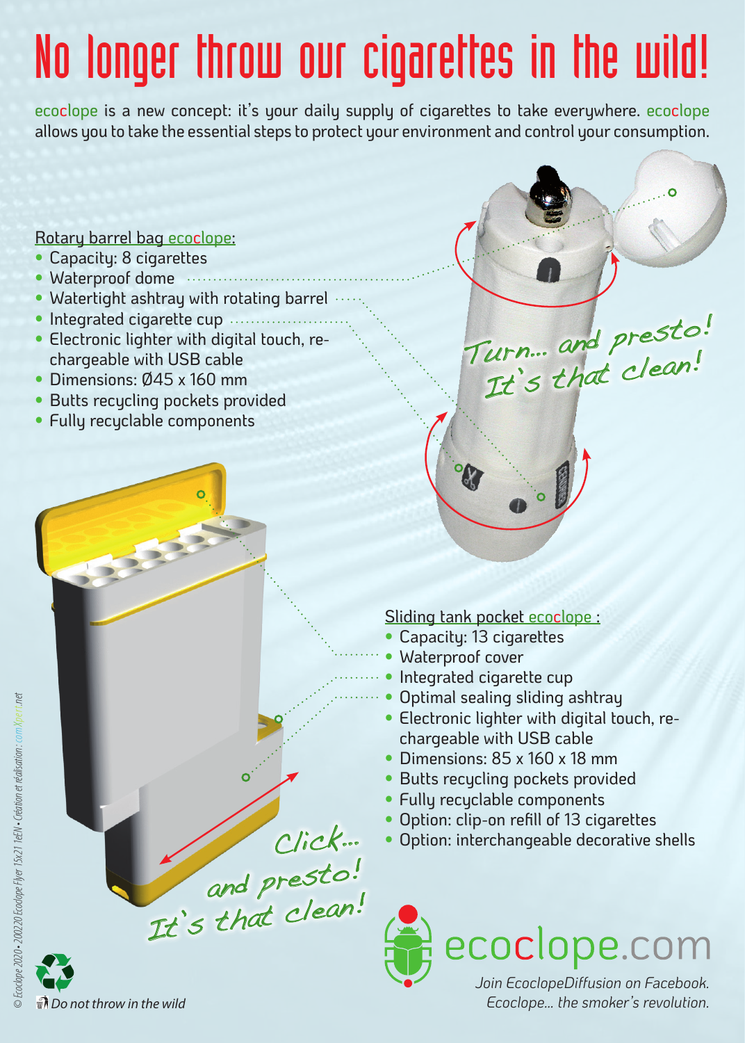# No longer throw our cigarettes in the wild!

ecoclope is a new concept: it's your daily supply of cigarettes to take everywhere. ecoclope allows you to take the essential steps to protect your environment and control your consumption.

Rotary barrel bag ecoclope:

- Capacity: 8 cigarettes
- Waterproof dome
- Watertight ashtray with rotating barrel
- Integrated cigarette cup
- Electronic lighter with digital touch, re-chargeable with USB cable
- Dimensions: Ø45 x 160 mm
- Butts recycling pockets provided
- Fully recyclable components

Turn... and presto! It's that clean!

Sliding tank pocket ecoclope :

- Capacity: 13 cigarettes
- Waterproof cover
- Integrated cigarette cup
- Optimal sealing sliding ashtray
- Electronic lighter with digital touch, re-chargeable with USB cable
- Dimensions: 85 x 160 x 18 mm
- Butts recycling pockets provided
- Fully recyclable components
- Option: clip-on refill of 13 cigarettes
- Option: interchangeable decorative shells

Click... and presto! It's that clean!

ecoclope.com

*Join EcoclopeDiffusion on Facebook.*
*Ecoclope... the smoker's revolution.*

*Do not throw in the wild*

*© Ecoclope 2020 • 200220 Ecoclope Flyer 15x21 1eEN • Création et réalisation : comXpert.net*